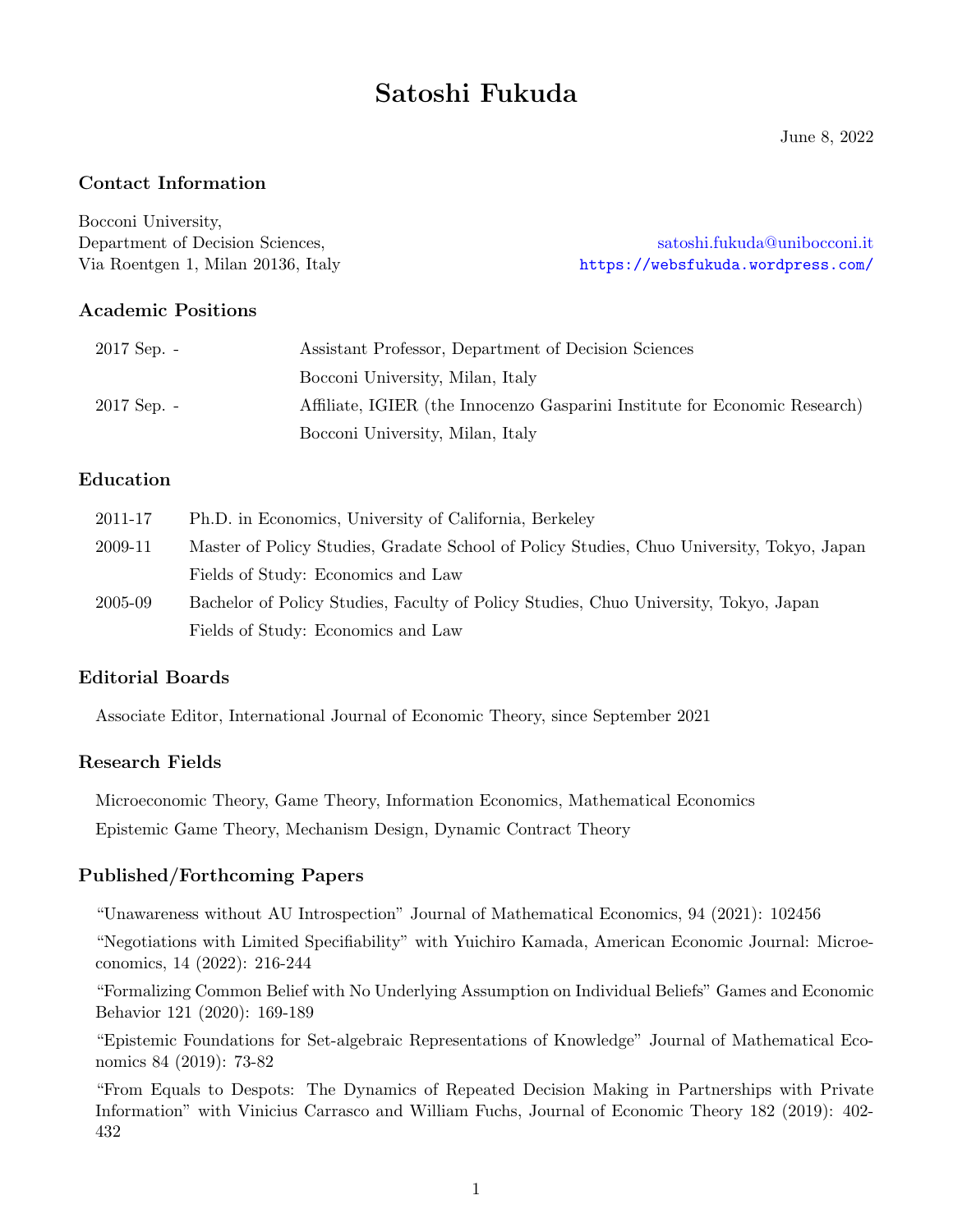# Satoshi Fukuda

June 8, 2022

## Contact Information

Bocconi University,
Department of Decision Sciences,
Via Roentgen 1, Milan 20136, Italy

satoshi.fukuda@unibocconi.it
https://websfukuda.wordpress.com/

## Academic Positions

| | |
|---|---|
| 2017 Sep. - | Assistant Professor, Department of Decision Sciences<br>Bocconi University, Milan, Italy |
| 2017 Sep. - | Affiliate, IGIER (the Innocenzo Gasparini Institute for Economic Research)<br>Bocconi University, Milan, Italy |

## Education

| | |
|---|---|
| 2011-17 | Ph.D. in Economics, University of California, Berkeley |
| 2009-11 | Master of Policy Studies, Gradate School of Policy Studies, Chuo University, Tokyo, Japan<br>Fields of Study: Economics and Law |
| 2005-09 | Bachelor of Policy Studies, Faculty of Policy Studies, Chuo University, Tokyo, Japan<br>Fields of Study: Economics and Law |

## Editorial Boards

Associate Editor, International Journal of Economic Theory, since September 2021

## Research Fields

Microeconomic Theory, Game Theory, Information Economics, Mathematical Economics

Epistemic Game Theory, Mechanism Design, Dynamic Contract Theory

## Published/Forthcoming Papers

"Unawareness without AU Introspection" Journal of Mathematical Economics, 94 (2021): 102456

"Negotiations with Limited Specifiability" with Yuichiro Kamada, American Economic Journal: Microeconomics, 14 (2022): 216-244

"Formalizing Common Belief with No Underlying Assumption on Individual Beliefs" Games and Economic Behavior 121 (2020): 169-189

"Epistemic Foundations for Set-algebraic Representations of Knowledge" Journal of Mathematical Economics 84 (2019): 73-82

"From Equals to Despots: The Dynamics of Repeated Decision Making in Partnerships with Private Information" with Vinicius Carrasco and William Fuchs, Journal of Economic Theory 182 (2019): 402-432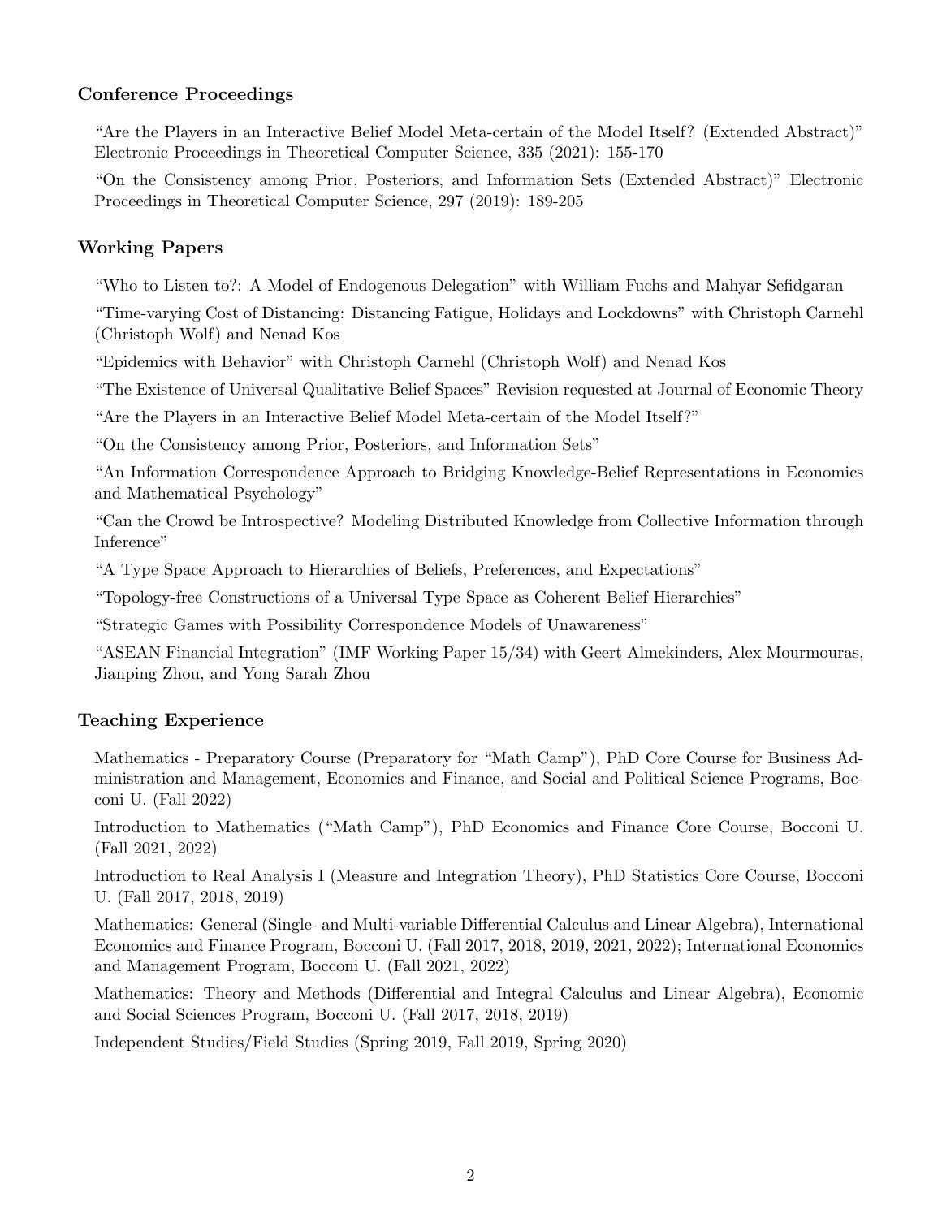## Conference Proceedings

"Are the Players in an Interactive Belief Model Meta-certain of the Model Itself? (Extended Abstract)" Electronic Proceedings in Theoretical Computer Science, 335 (2021): 155-170

"On the Consistency among Prior, Posteriors, and Information Sets (Extended Abstract)" Electronic Proceedings in Theoretical Computer Science, 297 (2019): 189-205

## Working Papers

"Who to Listen to?: A Model of Endogenous Delegation" with William Fuchs and Mahyar Sefidgaran

"Time-varying Cost of Distancing: Distancing Fatigue, Holidays and Lockdowns" with Christoph Carnehl (Christoph Wolf) and Nenad Kos

"Epidemics with Behavior" with Christoph Carnehl (Christoph Wolf) and Nenad Kos

"The Existence of Universal Qualitative Belief Spaces" Revision requested at Journal of Economic Theory

"Are the Players in an Interactive Belief Model Meta-certain of the Model Itself?"

"On the Consistency among Prior, Posteriors, and Information Sets"

"An Information Correspondence Approach to Bridging Knowledge-Belief Representations in Economics and Mathematical Psychology"

"Can the Crowd be Introspective? Modeling Distributed Knowledge from Collective Information through Inference"

"A Type Space Approach to Hierarchies of Beliefs, Preferences, and Expectations"

"Topology-free Constructions of a Universal Type Space as Coherent Belief Hierarchies"

"Strategic Games with Possibility Correspondence Models of Unawareness"

"ASEAN Financial Integration" (IMF Working Paper 15/34) with Geert Almekinders, Alex Mourmouras, Jianping Zhou, and Yong Sarah Zhou

## Teaching Experience

Mathematics - Preparatory Course (Preparatory for "Math Camp"), PhD Core Course for Business Administration and Management, Economics and Finance, and Social and Political Science Programs, Bocconi U. (Fall 2022)

Introduction to Mathematics ("Math Camp"), PhD Economics and Finance Core Course, Bocconi U. (Fall 2021, 2022)

Introduction to Real Analysis I (Measure and Integration Theory), PhD Statistics Core Course, Bocconi U. (Fall 2017, 2018, 2019)

Mathematics: General (Single- and Multi-variable Differential Calculus and Linear Algebra), International Economics and Finance Program, Bocconi U. (Fall 2017, 2018, 2019, 2021, 2022); International Economics and Management Program, Bocconi U. (Fall 2021, 2022)

Mathematics: Theory and Methods (Differential and Integral Calculus and Linear Algebra), Economic and Social Sciences Program, Bocconi U. (Fall 2017, 2018, 2019)

Independent Studies/Field Studies (Spring 2019, Fall 2019, Spring 2020)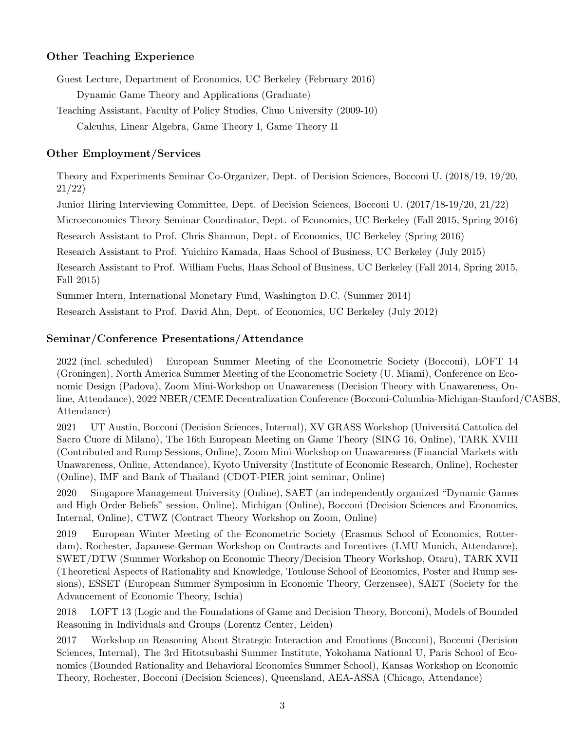### Other Teaching Experience

Guest Lecture, Department of Economics, UC Berkeley (February 2016)

Dynamic Game Theory and Applications (Graduate)

Teaching Assistant, Faculty of Policy Studies, Chuo University (2009-10)

Calculus, Linear Algebra, Game Theory I, Game Theory II

### Other Employment/Services

Theory and Experiments Seminar Co-Organizer, Dept. of Decision Sciences, Bocconi U. (2018/19, 19/20, 21/22)

Junior Hiring Interviewing Committee, Dept. of Decision Sciences, Bocconi U. (2017/18-19/20, 21/22)

Microeconomics Theory Seminar Coordinator, Dept. of Economics, UC Berkeley (Fall 2015, Spring 2016)

Research Assistant to Prof. Chris Shannon, Dept. of Economics, UC Berkeley (Spring 2016)

Research Assistant to Prof. Yuichiro Kamada, Haas School of Business, UC Berkeley (July 2015)

Research Assistant to Prof. William Fuchs, Haas School of Business, UC Berkeley (Fall 2014, Spring 2015, Fall 2015)

Summer Intern, International Monetary Fund, Washington D.C. (Summer 2014)

Research Assistant to Prof. David Ahn, Dept. of Economics, UC Berkeley (July 2012)

### Seminar/Conference Presentations/Attendance

2022 (incl. scheduled) European Summer Meeting of the Econometric Society (Bocconi), LOFT 14 (Groningen), North America Summer Meeting of the Econometric Society (U. Miami), Conference on Economic Design (Padova), Zoom Mini-Workshop on Unawareness (Decision Theory with Unawareness, Online, Attendance), 2022 NBER/CEME Decentralization Conference (Bocconi-Columbia-Michigan-Stanford/CASBS, Attendance)

2021 UT Austin, Bocconi (Decision Sciences, Internal), XV GRASS Workshop (Universitá Cattolica del Sacro Cuore di Milano), The 16th European Meeting on Game Theory (SING 16, Online), TARK XVIII (Contributed and Rump Sessions, Online), Zoom Mini-Workshop on Unawareness (Financial Markets with Unawareness, Online, Attendance), Kyoto University (Institute of Economic Research, Online), Rochester (Online), IMF and Bank of Thailand (CDOT-PIER joint seminar, Online)

2020 Singapore Management University (Online), SAET (an independently organized "Dynamic Games and High Order Beliefs" session, Online), Michigan (Online), Bocconi (Decision Sciences and Economics, Internal, Online), CTWZ (Contract Theory Workshop on Zoom, Online)

2019 European Winter Meeting of the Econometric Society (Erasmus School of Economics, Rotterdam), Rochester, Japanese-German Workshop on Contracts and Incentives (LMU Munich, Attendance), SWET/DTW (Summer Workshop on Economic Theory/Decision Theory Workshop, Otaru), TARK XVII (Theoretical Aspects of Rationality and Knowledge, Toulouse School of Economics, Poster and Rump sessions), ESSET (European Summer Symposium in Economic Theory, Gerzensee), SAET (Society for the Advancement of Economic Theory, Ischia)

2018 LOFT 13 (Logic and the Foundations of Game and Decision Theory, Bocconi), Models of Bounded Reasoning in Individuals and Groups (Lorentz Center, Leiden)

2017 Workshop on Reasoning About Strategic Interaction and Emotions (Bocconi), Bocconi (Decision Sciences, Internal), The 3rd Hitotsubashi Summer Institute, Yokohama National U, Paris School of Economics (Bounded Rationality and Behavioral Economics Summer School), Kansas Workshop on Economic Theory, Rochester, Bocconi (Decision Sciences), Queensland, AEA-ASSA (Chicago, Attendance)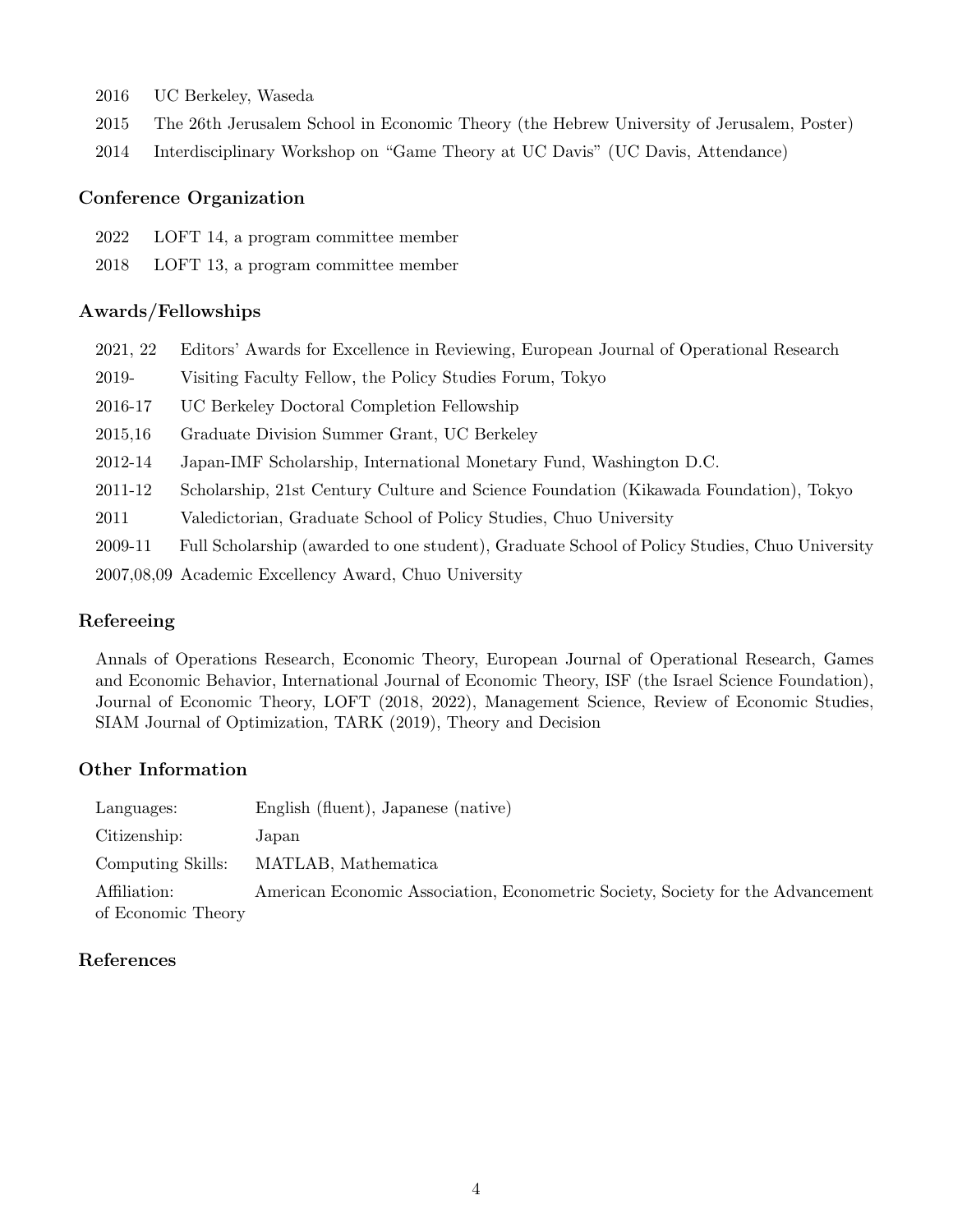2016 UC Berkeley, Waseda

2015 The 26th Jerusalem School in Economic Theory (the Hebrew University of Jerusalem, Poster)

2014 Interdisciplinary Workshop on "Game Theory at UC Davis" (UC Davis, Attendance)

### Conference Organization

2022 LOFT 14, a program committee member

2018 LOFT 13, a program committee member

### Awards/Fellowships

2021, 22 Editors' Awards for Excellence in Reviewing, European Journal of Operational Research

2019- Visiting Faculty Fellow, the Policy Studies Forum, Tokyo

2016-17 UC Berkeley Doctoral Completion Fellowship

2015,16 Graduate Division Summer Grant, UC Berkeley

2012-14 Japan-IMF Scholarship, International Monetary Fund, Washington D.C.

2011-12 Scholarship, 21st Century Culture and Science Foundation (Kikawada Foundation), Tokyo

2011 Valedictorian, Graduate School of Policy Studies, Chuo University

2009-11 Full Scholarship (awarded to one student), Graduate School of Policy Studies, Chuo University

2007,08,09 Academic Excellency Award, Chuo University

### Refereeing

Annals of Operations Research, Economic Theory, European Journal of Operational Research, Games and Economic Behavior, International Journal of Economic Theory, ISF (the Israel Science Foundation), Journal of Economic Theory, LOFT (2018, 2022), Management Science, Review of Economic Studies, SIAM Journal of Optimization, TARK (2019), Theory and Decision

### Other Information

Languages: English (fluent), Japanese (native)

Citizenship: Japan

Computing Skills: MATLAB, Mathematica

Affiliation: American Economic Association, Econometric Society, Society for the Advancement of Economic Theory

### References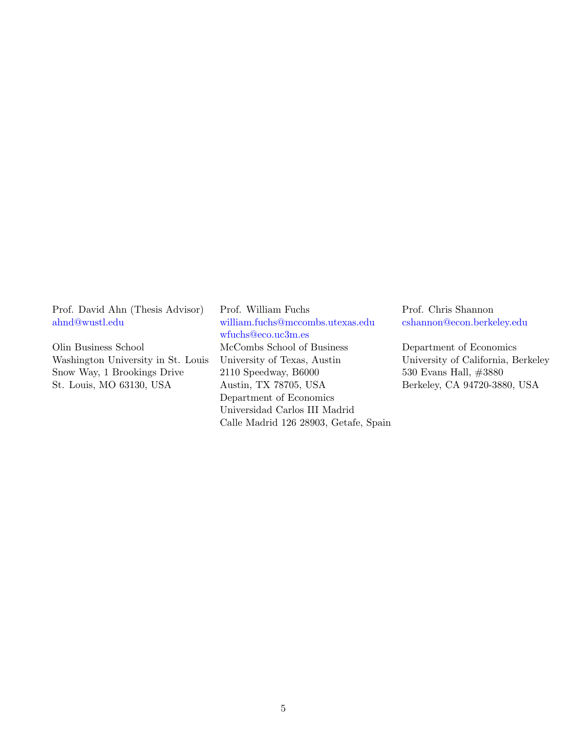Prof. David Ahn (Thesis Advisor)
ahnd@wustl.edu

Olin Business School
Washington University in St. Louis
Snow Way, 1 Brookings Drive
St. Louis, MO 63130, USA

Prof. William Fuchs
william.fuchs@mccombs.utexas.edu
wfuchs@eco.uc3m.es
McCombs School of Business
University of Texas, Austin
2110 Speedway, B6000
Austin, TX 78705, USA
Department of Economics
Universidad Carlos III Madrid
Calle Madrid 126 28903, Getafe, Spain

Prof. Chris Shannon
cshannon@econ.berkeley.edu

Department of Economics
University of California, Berkeley
530 Evans Hall, #3880
Berkeley, CA 94720-3880, USA